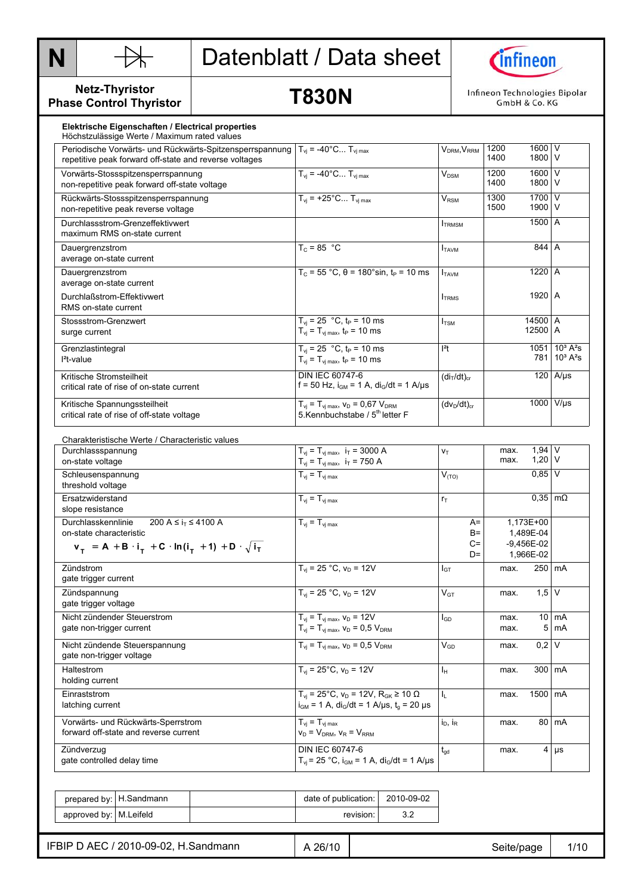# Datenblatt / Data sheet

**N** — Netz-Thyristor / Phase Control Thyristor

## T830N

Infineon Technologies Bipolar GmbH & Co. KG

### Elektrische Eigenschaften / Electrical properties

Höchstzulässige Werte / Maximum rated values

| Parameter | Bedingungen / Conditions | Symbol | Wert / Value | Einheit / Unit |
|---|---|---|---|---|
| Periodische Vorwärts- und Rückwärts-Spitzensperrspannung<br>repetitive peak forward off-state and reverse voltages | $T_{vj}$ = -40°C... $T_{vj\,max}$ | $V_{DRM}$, $V_{RRM}$ | 1200 1600<br>1400 1800 | V<br>V |
| Vorwärts-Stossspitzensperrspannung<br>non-repetitive peak forward off-state voltage | $T_{vj}$ = -40°C... $T_{vj\,max}$ | $V_{DSM}$ | 1200 1600<br>1400 1800 | V<br>V |
| Rückwärts-Stossspitzensperrspannung<br>non-repetitive peak reverse voltage | $T_{vj}$ = +25°C... $T_{vj\,max}$ | $V_{RSM}$ | 1300 1700<br>1500 1900 | V<br>V |
| Durchlassstrom-Grenzeffektivwert<br>maximum RMS on-state current | | $I_{TRMSM}$ | 1500 | A |
| Dauergrenzstrom<br>average on-state current | $T_C$ = 85 °C | $I_{TAVM}$ | 844 | A |
| Dauergrenzstrom<br>average on-state current | $T_C$ = 55 °C, θ = 180°sin, $t_P$ = 10 ms | $I_{TAVM}$ | 1220 | A |
| Durchlaßstrom-Effektivwert<br>RMS on-state current | | $I_{TRMS}$ | 1920 | A |
| Stossstrom-Grenzwert<br>surge current | $T_{vj}$ = 25 °C, $t_P$ = 10 ms<br>$T_{vj}$ = $T_{vj\,max}$, $t_P$ = 10 ms | $I_{TSM}$ | 14500<br>12500 | A<br>A |
| Grenzlastintegral<br>I²t-value | $T_{vj}$ = 25 °C, $t_P$ = 10 ms<br>$T_{vj}$ = $T_{vj\,max}$, $t_P$ = 10 ms | $I^2t$ | 1051<br>781 | $10^3$ A²s<br>$10^3$ A²s |
| Kritische Stromsteilheit<br>critical rate of rise of on-state current | DIN IEC 60747-6<br>f = 50 Hz, $i_{GM}$ = 1 A, $di_G/dt$ = 1 A/µs | $(di_T/dt)_{cr}$ | 120 | A/µs |
| Kritische Spannungssteilheit<br>critical rate of rise of off-state voltage | $T_{vj}$ = $T_{vj\,max}$, $v_D$ = 0,67 $V_{DRM}$<br>5.Kennbuchstabe / 5th letter F | $(dv_D/dt)_{cr}$ | 1000 | V/µs |

Charakteristische Werte / Characteristic values

| Parameter | Bedingungen / Conditions | Symbol | Wert / Value | Einheit / Unit |
|---|---|---|---|---|
| Durchlassspannung<br>on-state voltage | $T_{vj}$ = $T_{vj\,max}$, $i_T$ = 3000 A<br>$T_{vj}$ = $T_{vj\,max}$, $i_T$ = 750 A | $v_T$ | max. 1,94<br>max. 1,20 | V<br>V |
| Schleusenspannung<br>threshold voltage | $T_{vj}$ = $T_{vj\,max}$ | $V_{(TO)}$ | 0,85 | V |
| Ersatzwiderstand<br>slope resistance | $T_{vj}$ = $T_{vj\,max}$ | $r_T$ | 0,35 | mΩ |
| Durchlasskennlinie 200 A ≤ $i_T$ ≤ 4100 A<br>on-state characteristic<br>$v_T = A + B \cdot i_T + C \cdot \ln(i_T + 1) + D \cdot \sqrt{i_T}$ | $T_{vj}$ = $T_{vj\,max}$ | A=<br>B=<br>C=<br>D= | 1,173E+00<br>1,489E-04<br>-9,456E-02<br>1,966E-02 | |
| Zündstrom<br>gate trigger current | $T_{vj}$ = 25 °C, $v_D$ = 12V | $I_{GT}$ | max. 250 | mA |
| Zündspannung<br>gate trigger voltage | $T_{vj}$ = 25 °C, $v_D$ = 12V | $V_{GT}$ | max. 1,5 | V |
| Nicht zündender Steuerstrom<br>gate non-trigger current | $T_{vj}$ = $T_{vj\,max}$, $v_D$ = 12V<br>$T_{vj}$ = $T_{vj\,max}$, $v_D$ = 0,5 $V_{DRM}$ | $I_{GD}$ | max. 10<br>max. 5 | mA<br>mA |
| Nicht zündende Steuerspannung<br>gate non-trigger voltage | $T_{vj}$ = $T_{vj\,max}$, $v_D$ = 0,5 $V_{DRM}$ | $V_{GD}$ | max. 0,2 | V |
| Haltestrom<br>holding current | $T_{vj}$ = 25°C, $v_D$ = 12V | $I_H$ | max. 300 | mA |
| Einraststrom<br>latching current | $T_{vj}$ = 25°C, $v_D$ = 12V, $R_{GK}$ ≥ 10 Ω<br>$i_{GM}$ = 1 A, $di_G/dt$ = 1 A/µs, $t_g$ = 20 µs | $I_L$ | max. 1500 | mA |
| Vorwärts- und Rückwärts-Sperrstrom<br>forward off-state and reverse current | $T_{vj}$ = $T_{vj\,max}$<br>$v_D$ = $V_{DRM}$, $v_R$ = $V_{RRM}$ | $i_D$, $i_R$ | max. 80 | mA |
| Zündverzug<br>gate controlled delay time | DIN IEC 60747-6<br>$T_{vj}$ = 25 °C, $i_{GM}$ = 1 A, $di_G/dt$ = 1 A/µs | $t_{gd}$ | max. 4 | µs |

| prepared by: | H.Sandmann | | date of publication: | 2010-09-02 |
|---|---|---|---|---|
| approved by: | M.Leifeld | | revision: | 3.2 |

IFBIP D AEC / 2010-09-02, H.Sandmann — A 26/10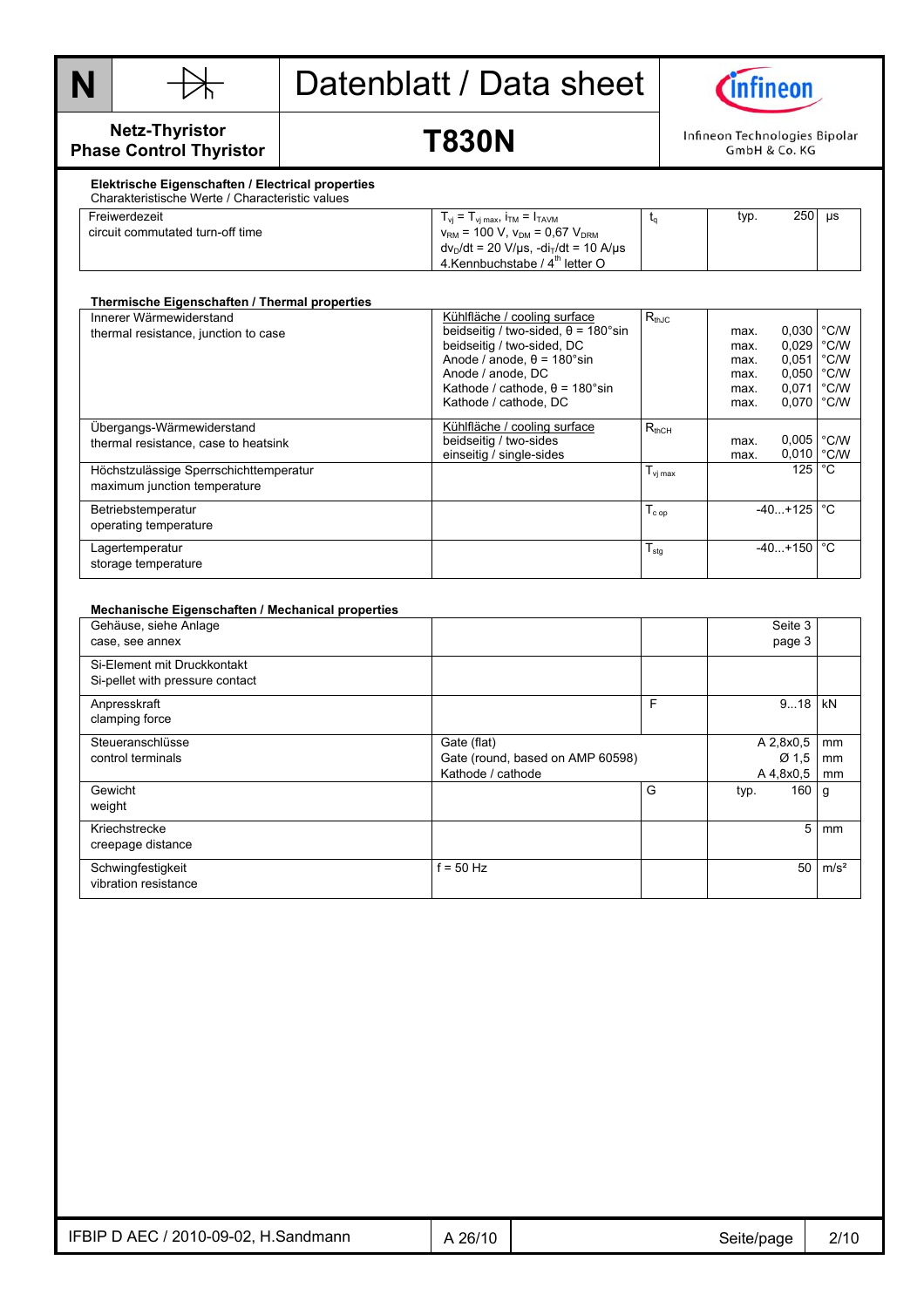# Datenblatt / Data sheet

**Netz-Thyristor**
**Phase Control Thyristor**

## T830N

Infineon Technologies Bipolar GmbH & Co. KG

### Elektrische Eigenschaften / Electrical properties

Charakteristische Werte / Characteristic values

| | | | | | |
|---|---|---|---|---|---|
| Freiwerdezeit<br>circuit commutated turn-off time | $T_{vj} = T_{vj\,max}$, $i_{TM} = I_{TAVM}$<br>$v_{RM}$ = 100 V, $v_{DM}$ = 0,67 $V_{DRM}$<br>$dv_D/dt$ = 20 V/µs, $-di_T/dt$ = 10 A/µs<br>4.Kennbuchstabe / 4th letter O | $t_q$ | typ. | 250 | µs |

### Thermische Eigenschaften / Thermal properties

| | | | | | |
|---|---|---|---|---|---|
| Innerer Wärmewiderstand<br>thermal resistance, junction to case | Kühlfläche / cooling surface<br>beidseitig / two-sided, θ = 180°sin<br>beidseitig / two-sided, DC<br>Anode / anode, θ = 180°sin<br>Anode / anode, DC<br>Kathode / cathode, θ = 180°sin<br>Kathode / cathode, DC | $R_{thJC}$ | <br>max.<br>max.<br>max.<br>max.<br>max.<br>max. | <br>0,030<br>0,029<br>0,051<br>0,050<br>0,071<br>0,070 | <br>°C/W<br>°C/W<br>°C/W<br>°C/W<br>°C/W<br>°C/W |
| Übergangs-Wärmewiderstand<br>thermal resistance, case to heatsink | Kühlfläche / cooling surface<br>beidseitig / two-sides<br>einseitig / single-sides | $R_{thCH}$ | <br>max.<br>max. | <br>0,005<br>0,010 | <br>°C/W<br>°C/W |
| Höchstzulässige Sperrschichttemperatur<br>maximum junction temperature | | $T_{vj\,max}$ | | 125 | °C |
| Betriebstemperatur<br>operating temperature | | $T_{c\,op}$ | | -40...+125 | °C |
| Lagertemperatur<br>storage temperature | | $T_{stg}$ | | -40...+150 | °C |

### Mechanische Eigenschaften / Mechanical properties

| | | | | | |
|---|---|---|---|---|---|
| Gehäuse, siehe Anlage<br>case, see annex | | | | Seite 3<br>page 3 | |
| Si-Element mit Druckkontakt<br>Si-pellet with pressure contact | | | | | |
| Anpresskraft<br>clamping force | | F | | 9...18 | kN |
| Steueranschlüsse<br>control terminals | Gate (flat)<br>Gate (round, based on AMP 60598)<br>Kathode / cathode | | | A 2,8x0,5<br>Ø 1,5<br>A 4,8x0,5 | mm<br>mm<br>mm |
| Gewicht<br>weight | | G | typ. | 160 | g |
| Kriechstrecke<br>creepage distance | | | | 5 | mm |
| Schwingfestigkeit<br>vibration resistance | f = 50 Hz | | | 50 | m/s² |

IFBIP D AEC / 2010-09-02, H.Sandmann | A 26/10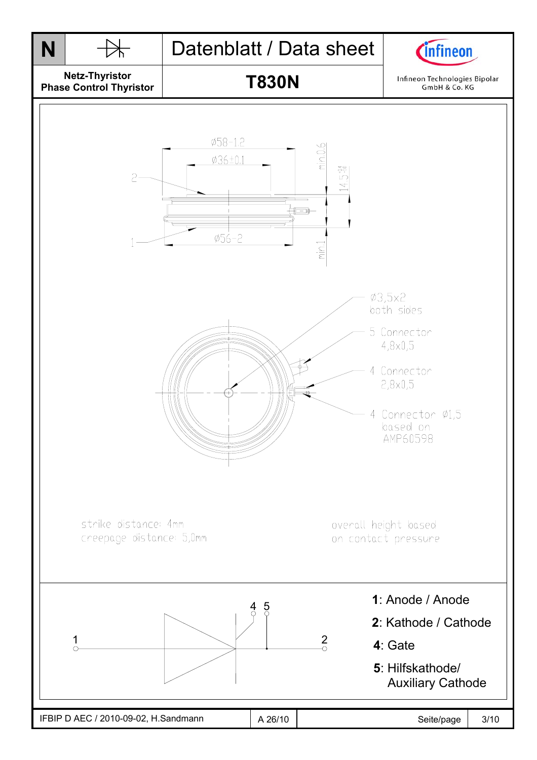**N** | Netz-Thyristor / Phase Control Thyristor | Datenblatt / Data sheet | **T830N** | Infineon Technologies Bipolar GmbH & Co. KG

Ø58-1,2

Ø36±0,1

min 0,6

14,5-0,6

Ø56-2

min 1

Ø3,5x2 both sides

5 Connector 4,8x0,5

4 Connector 2,8x0,5

4 Connector Ø1,5 based on AMP60598

strike distance: 4mm
creepage distance: 5,0mm

overall height based on contact pressure

**1**: Anode / Anode

**2**: Kathode / Cathode

**4**: Gate

**5**: Hilfskathode/ Auxiliary Cathode

IFBIP D AEC / 2010-09-02, H.Sandmann | A 26/10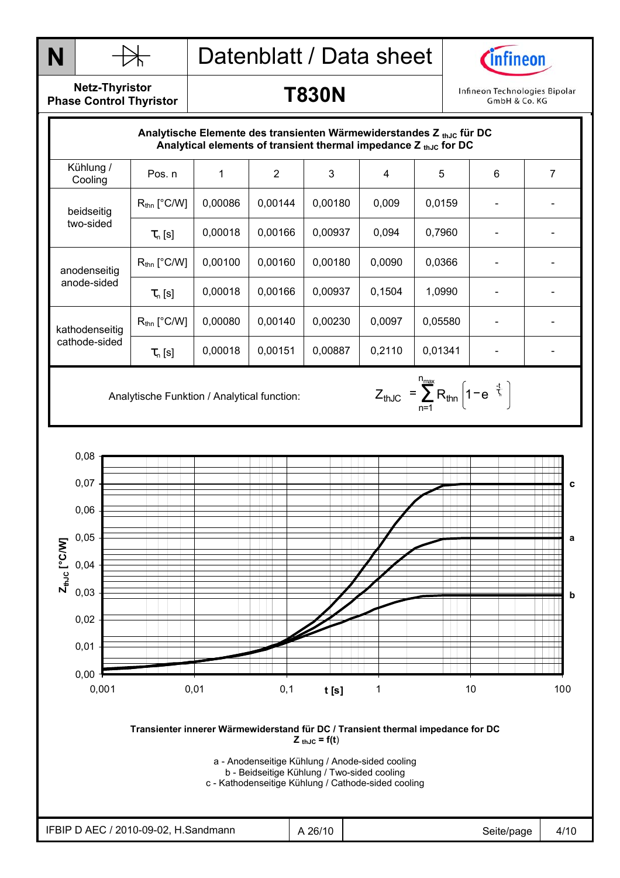**Analytische Elemente des transienten Wärmewiderstandes $Z_{thJC}$ für DC**
**Analytical elements of transient thermal impedance $Z_{thJC}$ for DC**

| Kühlung / Cooling | Pos. n | 1 | 2 | 3 | 4 | 5 | 6 | 7 |
|---|---|---|---|---|---|---|---|---|
| beidseitig two-sided | $R_{thn}$ [°C/W] | 0,00086 | 0,00144 | 0,00180 | 0,009 | 0,0159 | - | - |
| | $\tau_n$ [s] | 0,00018 | 0,00166 | 0,00937 | 0,094 | 0,7960 | - | - |
| anodenseitig anode-sided | $R_{thn}$ [°C/W] | 0,00100 | 0,00160 | 0,00180 | 0,0090 | 0,0366 | - | - |
| | $\tau_n$ [s] | 0,00018 | 0,00166 | 0,00937 | 0,1504 | 1,0990 | - | - |
| kathodenseitig cathode-sided | $R_{thn}$ [°C/W] | 0,00080 | 0,00140 | 0,00230 | 0,0097 | 0,05580 | - | - |
| | $\tau_n$ [s] | 0,00018 | 0,00151 | 0,00887 | 0,2110 | 0,01341 | - | - |

Analytische Funktion / Analytical function:

$$Z_{thJC} = \sum_{n=1}^{n_{max}} R_{thn} \left(1 - e^{-\frac{t}{\tau_n}}\right)$$

**Transienter innerer Wärmewiderstand für DC / Transient thermal impedance for DC**
**$Z_{thJC} = f(t)$**

a - Anodenseitige Kühlung / Anode-sided cooling
b - Beidseitige Kühlung / Two-sided cooling
c - Kathodenseitige Kühlung / Cathode-sided cooling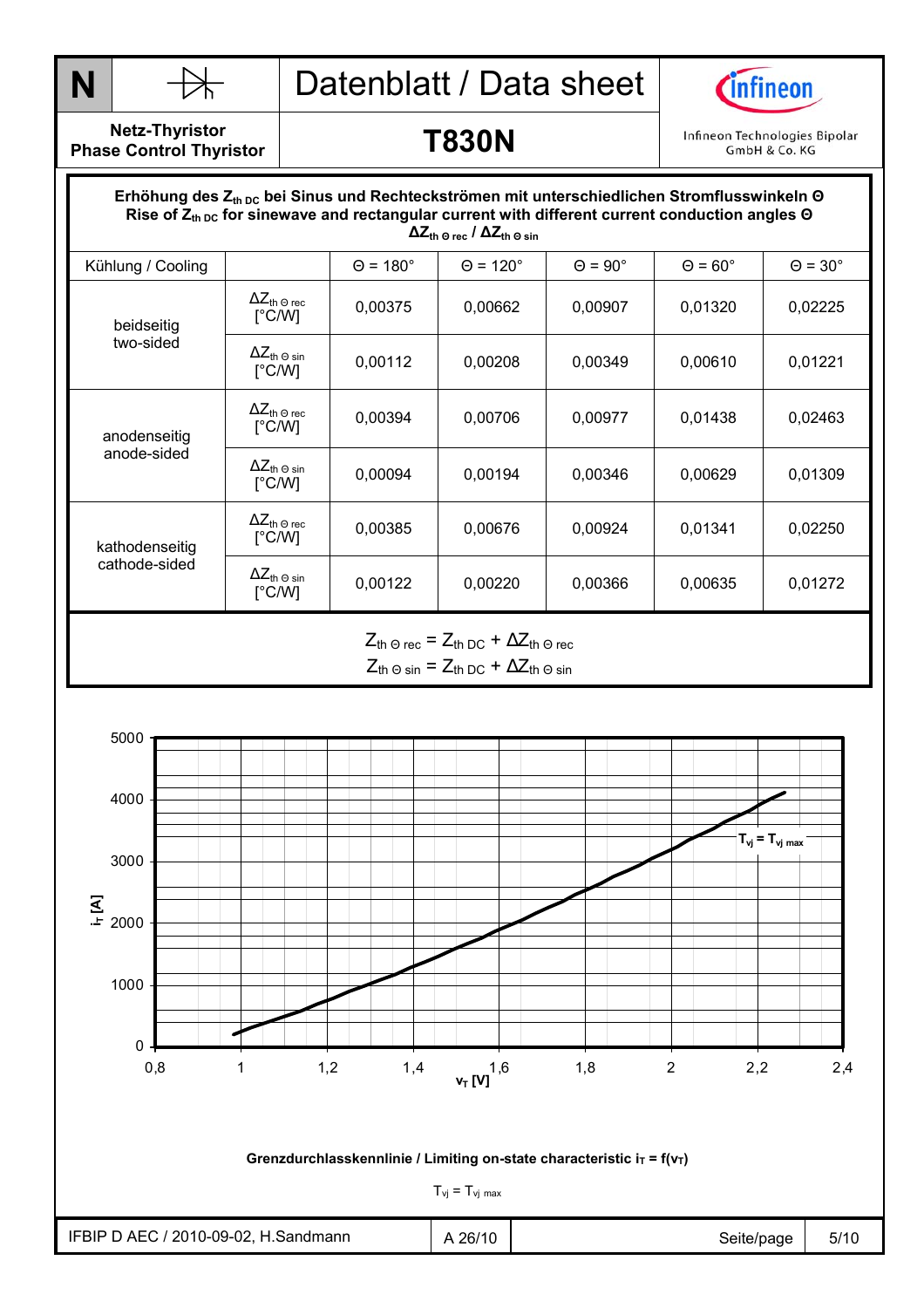**Erhöhung des $Z_{th\,DC}$ bei Sinus und Rechteckströmen mit unterschiedlichen Stromflusswinkeln Θ**
**Rise of $Z_{th\,DC}$ for sinewave and rectangular current with different current conduction angles Θ**
**$\Delta Z_{th\,\Theta\,rec}$ / $\Delta Z_{th\,\Theta\,sin}$**

| Kühlung / Cooling | | Θ = 180° | Θ = 120° | Θ = 90° | Θ = 60° | Θ = 30° |
|---|---|---|---|---|---|---|
| beidseitig two-sided | $\Delta Z_{th\,\Theta\,rec}$ [°C/W] | 0,00375 | 0,00662 | 0,00907 | 0,01320 | 0,02225 |
| | $\Delta Z_{th\,\Theta\,sin}$ [°C/W] | 0,00112 | 0,00208 | 0,00349 | 0,00610 | 0,01221 |
| anodenseitig anode-sided | $\Delta Z_{th\,\Theta\,rec}$ [°C/W] | 0,00394 | 0,00706 | 0,00977 | 0,01438 | 0,02463 |
| | $\Delta Z_{th\,\Theta\,sin}$ [°C/W] | 0,00094 | 0,00194 | 0,00346 | 0,00629 | 0,01309 |
| kathodenseitig cathode-sided | $\Delta Z_{th\,\Theta\,rec}$ [°C/W] | 0,00385 | 0,00676 | 0,00924 | 0,01341 | 0,02250 |
| | $\Delta Z_{th\,\Theta\,sin}$ [°C/W] | 0,00122 | 0,00220 | 0,00366 | 0,00635 | 0,01272 |

$$Z_{th\,\Theta\,rec} = Z_{th\,DC} + \Delta Z_{th\,\Theta\,rec}$$
$$Z_{th\,\Theta\,sin} = Z_{th\,DC} + \Delta Z_{th\,\Theta\,sin}$$

**Grenzdurchlasskennlinie / Limiting on-state characteristic $i_T = f(v_T)$**

$T_{vj} = T_{vj\,max}$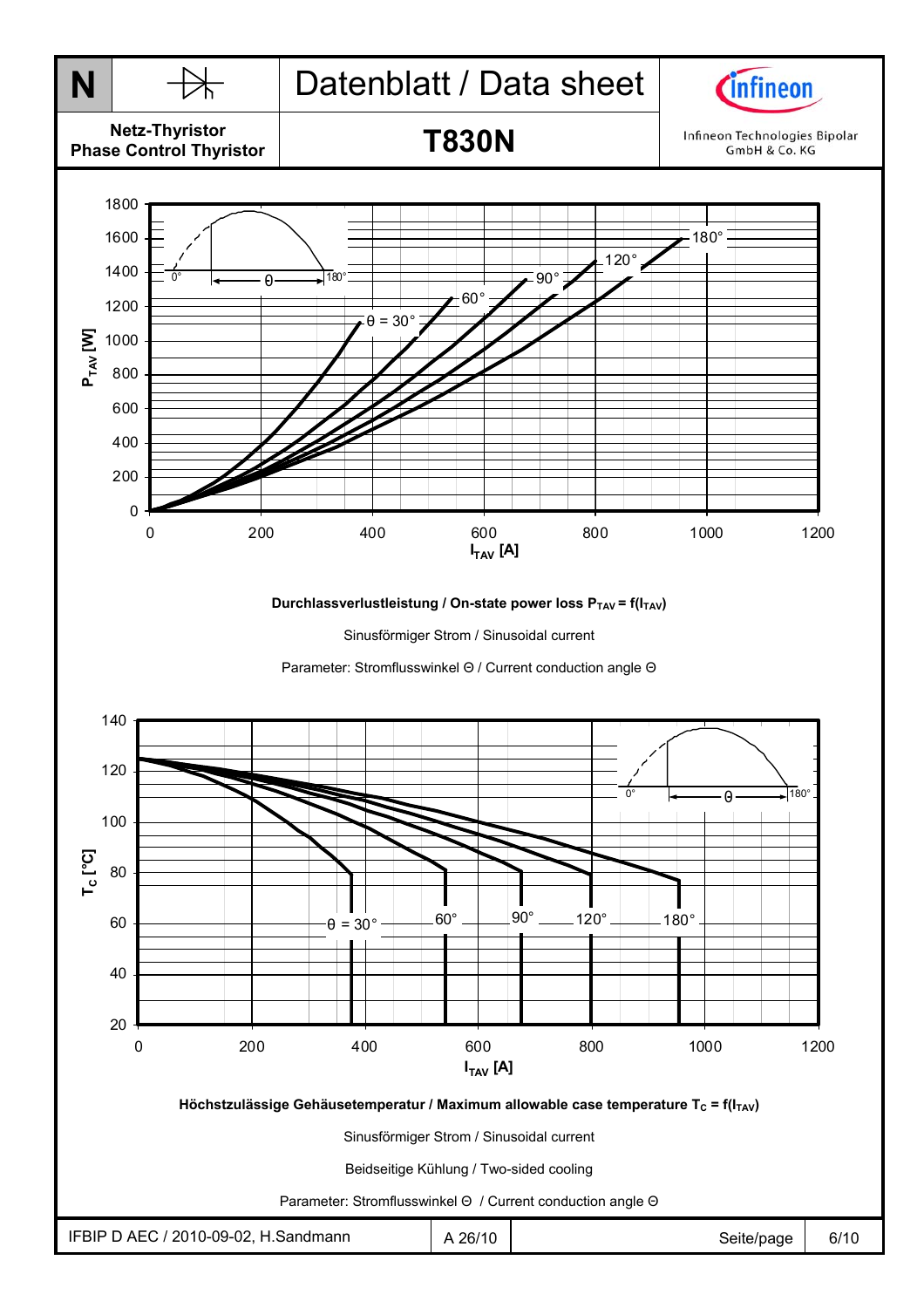# Datenblatt / Data sheet

**Netz-Thyristor**
**Phase Control Thyristor**

## T830N

Infineon Technologies Bipolar GmbH & Co. KG

**Durchlassverlustleistung / On-state power loss $P_{TAV} = f(I_{TAV})$**

Sinusförmiger Strom / Sinusoidal current

Parameter: Stromflusswinkel Θ / Current conduction angle Θ

**Höchstzulässige Gehäusetemperatur / Maximum allowable case temperature $T_C = f(I_{TAV})$**

Sinusförmiger Strom / Sinusoidal current

Beidseitige Kühlung / Two-sided cooling

Parameter: Stromflusswinkel Θ / Current conduction angle Θ

IFBIP D AEC / 2010-09-02, H.Sandmann | A 26/10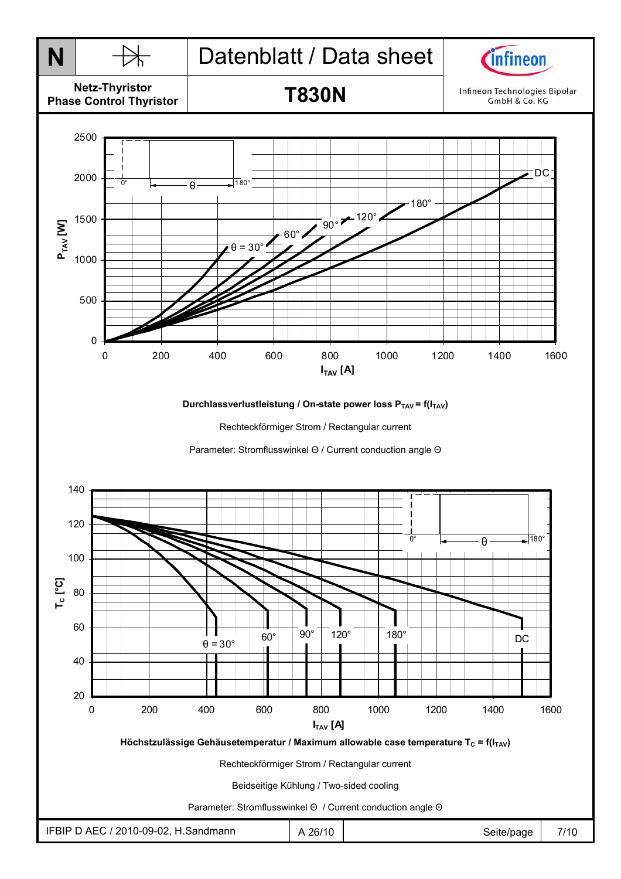**Durchlassverlustleistung / On-state power loss $P_{TAV} = f(I_{TAV})$**

Rechteckförmiger Strom / Rectangular current

Parameter: Stromflusswinkel Θ / Current conduction angle Θ

**Höchstzulässige Gehäusetemperatur / Maximum allowable case temperature $T_C = f(I_{TAV})$**

Rechteckförmiger Strom / Rectangular current

Beidseitige Kühlung / Two-sided cooling

Parameter: Stromflusswinkel Θ / Current conduction angle Θ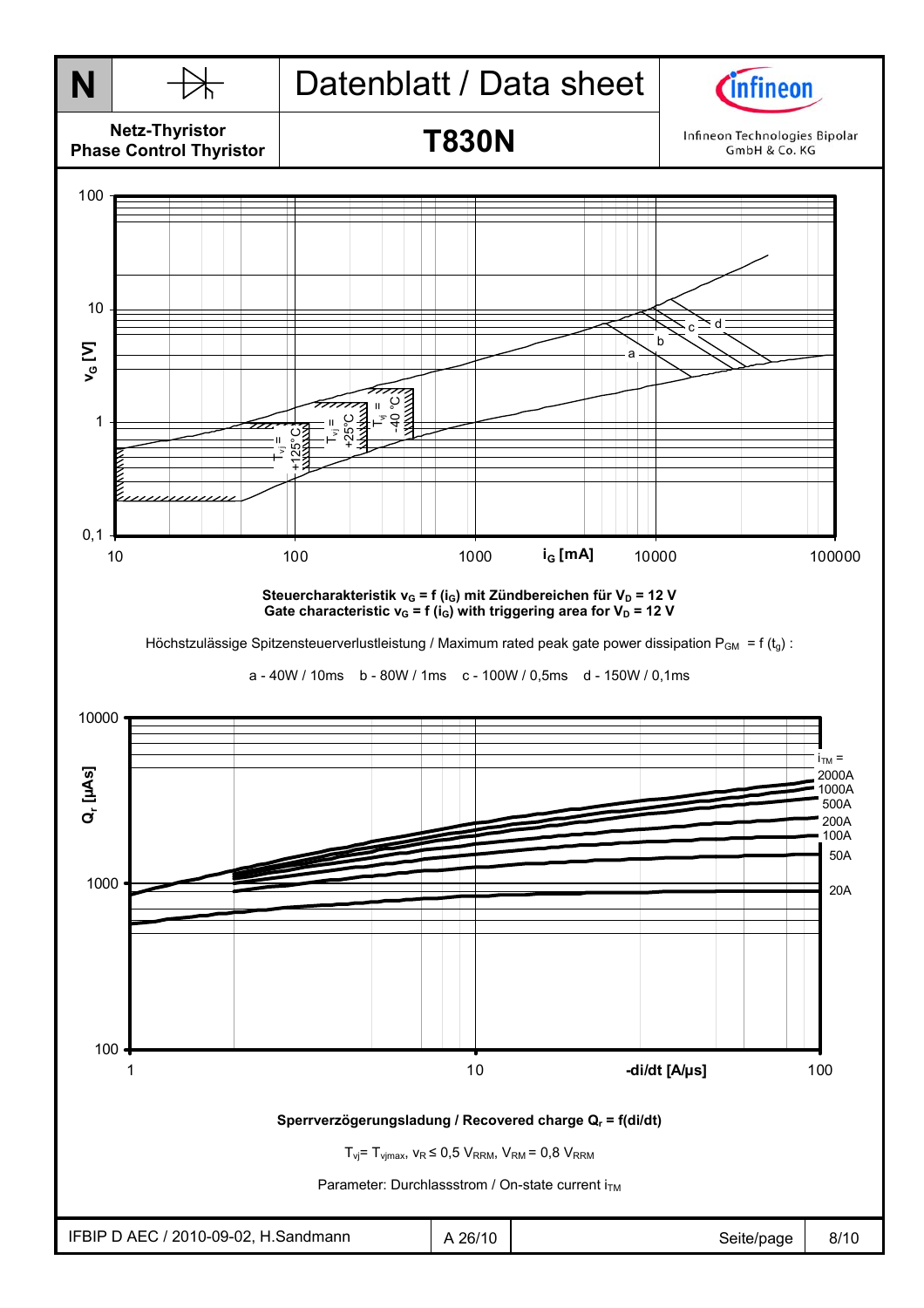Steuercharakteristik $v_G = f(i_G)$ mit Zündbereichen für $V_D = 12$ V
Gate characteristic $v_G = f(i_G)$ with triggering area for $V_D = 12$ V

Höchstzulässige Spitzensteuerverlustleistung / Maximum rated peak gate power dissipation $P_{GM} = f(t_g)$ :

a - 40W / 10ms    b - 80W / 1ms    c - 100W / 0,5ms    d - 150W / 0,1ms

Sperrverzögerungsladung / Recovered charge $Q_r = f(di/dt)$

$T_{vj} = T_{vjmax}$, $v_R \leq 0{,}5\ V_{RRM}$, $V_{RM} = 0{,}8\ V_{RRM}$

Parameter: Durchlassstrom / On-state current $i_{TM}$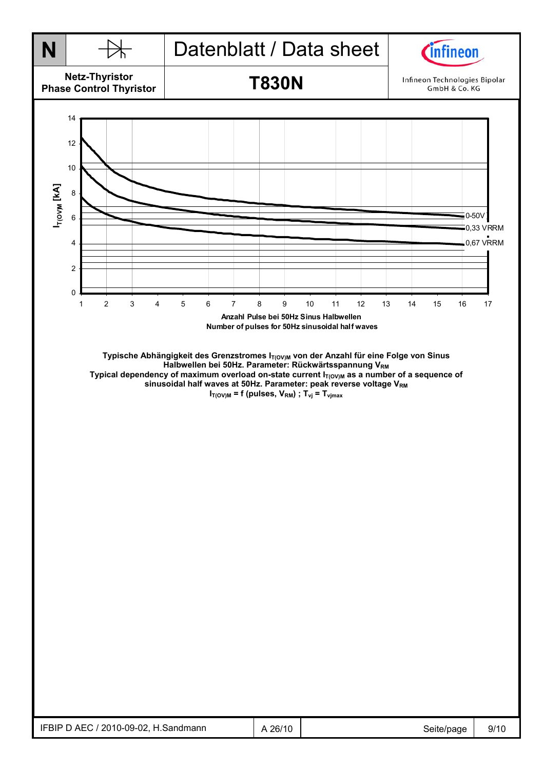| 14 | | | | | | | | | | | | | | | | | |
|---|---|---|---|---|---|---|---|---|---|---|---|---|---|---|---|---|---|

Typische Abhängigkeit des Grenzstromes $I_{T(OV)M}$ von der Anzahl für eine Folge von Sinus Halbwellen bei 50Hz. Parameter: Rückwärtsspannung $V_{RM}$

Typical dependency of maximum overload on-state current $I_{T(OV)M}$ as a number of a sequence of sinusoidal half waves at 50Hz. Parameter: peak reverse voltage $V_{RM}$

$I_{T(OV)M}$ = f (pulses, $V_{RM}$) ; $T_{vj}$ = $T_{vjmax}$

**N** | Netz-Thyristor / Phase Control Thyristor

# Datenblatt / Data sheet

## T830N

Infineon Technologies Bipolar GmbH & Co. KG

$I_{T(OV)M}$ [kA]

0-50V

0,33 VRRM

0,67 VRRM

Anzahl Pulse bei 50Hz Sinus Halbwellen

Number of pulses for 50Hz sinusoidal half waves

**Typische Abhängigkeit des Grenzstromes $I_{T(OV)M}$ von der Anzahl für eine Folge von Sinus Halbwellen bei 50Hz. Parameter: Rückwärtsspannung $V_{RM}$**

**Typical dependency of maximum overload on-state current $I_{T(OV)M}$ as a number of a sequence of sinusoidal half waves at 50Hz. Parameter: peak reverse voltage $V_{RM}$**

**$I_{T(OV)M}$ = f (pulses, $V_{RM}$) ; $T_{vj}$ = $T_{vjmax}$**

IFBIP D AEC / 2010-09-02, H.Sandmann | A 26/10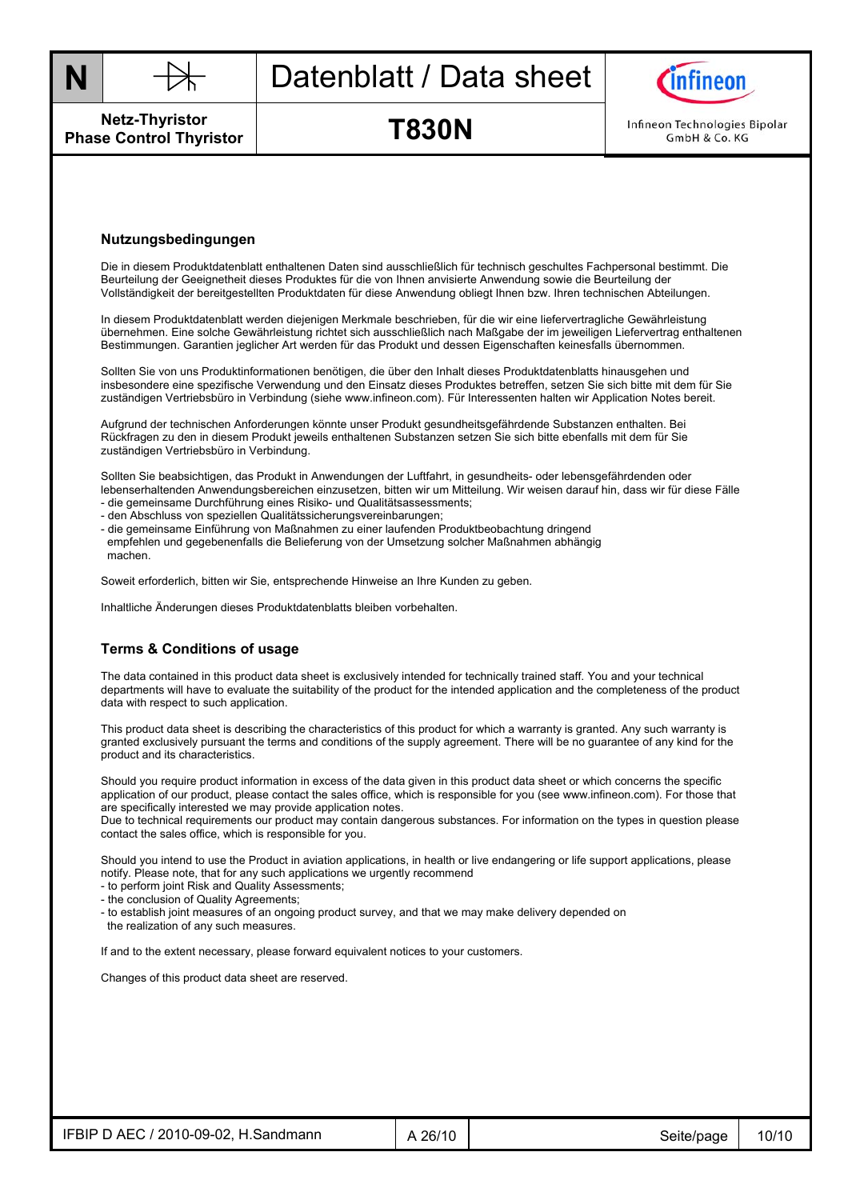## Nutzungsbedingungen

Die in diesem Produktdatenblatt enthaltenen Daten sind ausschließlich für technisch geschultes Fachpersonal bestimmt. Die Beurteilung der Geeignetheit dieses Produktes für die von Ihnen anvisierte Anwendung sowie die Beurteilung der Vollständigkeit der bereitgestellten Produktdaten für diese Anwendung obliegt Ihnen bzw. Ihren technischen Abteilungen.

In diesem Produktdatenblatt werden diejenigen Merkmale beschrieben, für die wir eine liefervertragliche Gewährleistung übernehmen. Eine solche Gewährleistung richtet sich ausschließlich nach Maßgabe der im jeweiligen Liefervertrag enthaltenen Bestimmungen. Garantien jeglicher Art werden für das Produkt und dessen Eigenschaften keinesfalls übernommen.

Sollten Sie von uns Produktinformationen benötigen, die über den Inhalt dieses Produktdatenblatts hinausgehen und insbesondere eine spezifische Verwendung und den Einsatz dieses Produktes betreffen, setzen Sie sich bitte mit dem für Sie zuständigen Vertriebsbüro in Verbindung (siehe www.infineon.com). Für Interessenten halten wir Application Notes bereit.

Aufgrund der technischen Anforderungen könnte unser Produkt gesundheitsgefährdende Substanzen enthalten. Bei Rückfragen zu den in diesem Produkt jeweils enthaltenen Substanzen setzen Sie sich bitte ebenfalls mit dem für Sie zuständigen Vertriebsbüro in Verbindung.

Sollten Sie beabsichtigen, das Produkt in Anwendungen der Luftfahrt, in gesundheits- oder lebensgefährdenden oder lebenserhaltenden Anwendungsbereichen einzusetzen, bitten wir um Mitteilung. Wir weisen darauf hin, dass wir für diese Fälle
- die gemeinsame Durchführung eines Risiko- und Qualitätsassessments;
- den Abschluss von speziellen Qualitätssicherungsvereinbarungen;
- die gemeinsame Einführung von Maßnahmen zu einer laufenden Produktbeobachtung dringend empfehlen und gegebenenfalls die Belieferung von der Umsetzung solcher Maßnahmen abhängig machen.

Soweit erforderlich, bitten wir Sie, entsprechende Hinweise an Ihre Kunden zu geben.

Inhaltliche Änderungen dieses Produktdatenblatts bleiben vorbehalten.

## Terms & Conditions of usage

The data contained in this product data sheet is exclusively intended for technically trained staff. You and your technical departments will have to evaluate the suitability of the product for the intended application and the completeness of the product data with respect to such application.

This product data sheet is describing the characteristics of this product for which a warranty is granted. Any such warranty is granted exclusively pursuant the terms and conditions of the supply agreement. There will be no guarantee of any kind for the product and its characteristics.

Should you require product information in excess of the data given in this product data sheet or which concerns the specific application of our product, please contact the sales office, which is responsible for you (see www.infineon.com). For those that are specifically interested we may provide application notes.
Due to technical requirements our product may contain dangerous substances. For information on the types in question please contact the sales office, which is responsible for you.

Should you intend to use the Product in aviation applications, in health or live endangering or life support applications, please notify. Please note, that for any such applications we urgently recommend
- to perform joint Risk and Quality Assessments;
- the conclusion of Quality Agreements;
- to establish joint measures of an ongoing product survey, and that we may make delivery depended on the realization of any such measures.

If and to the extent necessary, please forward equivalent notices to your customers.

Changes of this product data sheet are reserved.